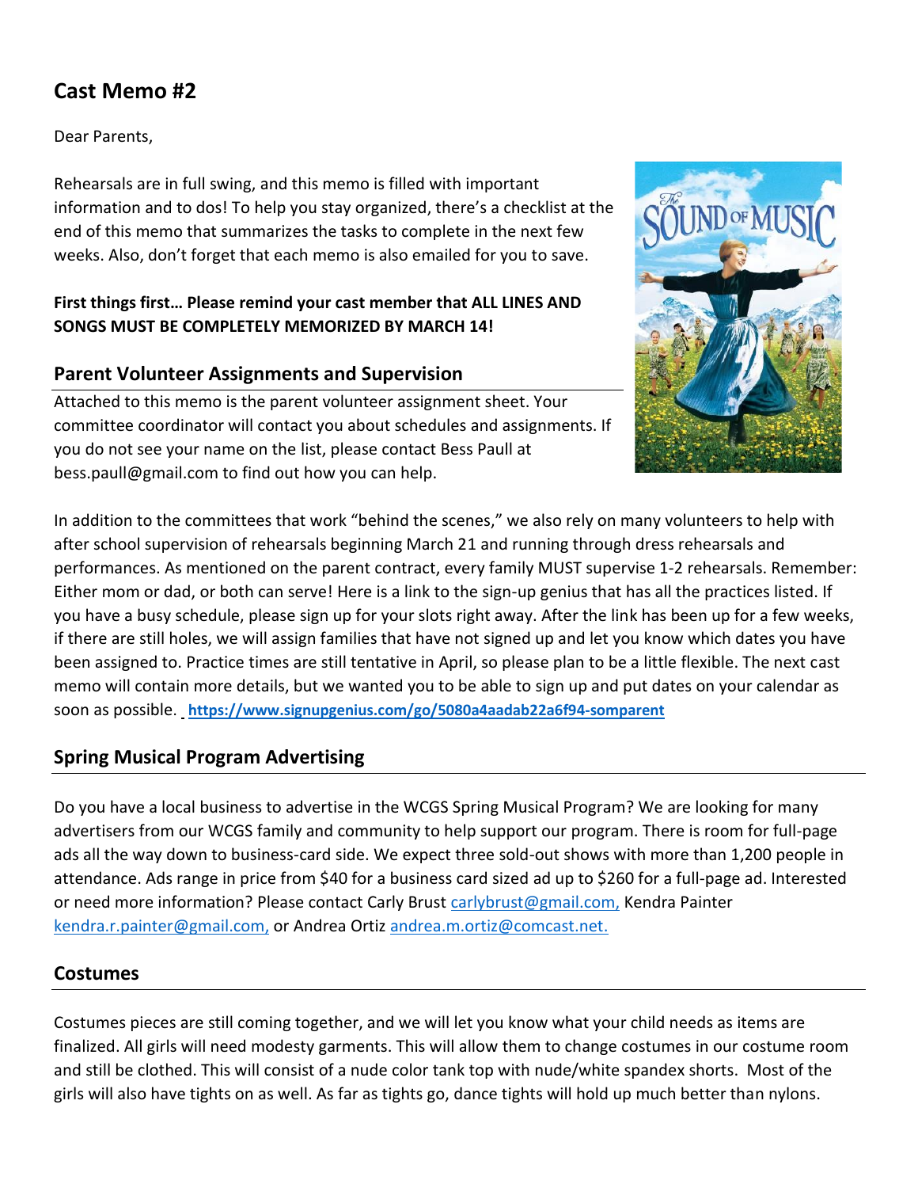# Cast Memo #2

Dear Parents,

Rehearsals are in full swing, and this memo is filled with important information and to dos! To help you stay organized, there's a checklist at the end of this memo that summarizes the tasks to complete in the next few weeks. Also, don't forget that each memo is also emailed for you to save.

**First things first… Please remind your cast member that ALL LINES AND SONGS MUST BE COMPLETELY MEMORIZED BY MARCH 14!**

## Parent Volunteer Assignments and Supervision

Attached to this memo is the parent volunteer assignment sheet. Your committee coordinator will contact you about schedules and assignments. If you do not see your name on the list, please contact Bess Paull at bess.paull@gmail.com to find out how you can help.

In addition to the committees that work "behind the scenes," we also rely on many volunteers to help with after school supervision of rehearsals beginning March 21 and running through dress rehearsals and performances. As mentioned on the parent contract, every family MUST supervise 1-2 rehearsals. Remember: Either mom or dad, or both can serve! Here is a link to the sign-up genius that has all the practices listed. If you have a busy schedule, please sign up for your slots right away. After the link has been up for a few weeks, if there are still holes, we will assign families that have not signed up and let you know which dates you have been assigned to. Practice times are still tentative in April, so please plan to be a little flexible. The next cast memo will contain more details, but we wanted you to be able to sign up and put dates on your calendar as soon as possible. **https://www.signupgenius.com/go/5080a4aadab22a6f94-somparent**

## Spring Musical Program Advertising

Do you have a local business to advertise in the WCGS Spring Musical Program? We are looking for many advertisers from our WCGS family and community to help support our program. There is room for full-page ads all the way down to business-card side. We expect three sold-out shows with more than 1,200 people in attendance. Ads range in price from $40 for a business card sized ad up to $260 for a full-page ad. Interested or need more information? Please contact Carly Brust carlybrust@gmail.com, Kendra Painter kendra.r.painter@gmail.com, or Andrea Ortiz andrea.m.ortiz@comcast.net.

## Costumes

Costumes pieces are still coming together, and we will let you know what your child needs as items are finalized. All girls will need modesty garments. This will allow them to change costumes in our costume room and still be clothed. This will consist of a nude color tank top with nude/white spandex shorts. Most of the girls will also have tights on as well. As far as tights go, dance tights will hold up much better than nylons.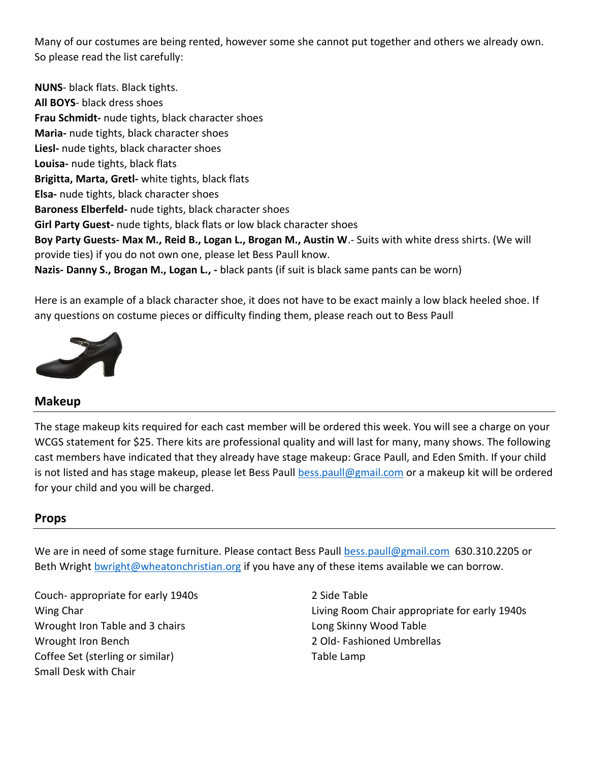Many of our costumes are being rented, however some she cannot put together and others we already own. So please read the list carefully:

**NUNS**- black flats. Black tights.
**All BOYS**- black dress shoes
**Frau Schmidt-** nude tights, black character shoes
**Maria-** nude tights, black character shoes
**Liesl-** nude tights, black character shoes
**Louisa-** nude tights, black flats
**Brigitta, Marta, Gretl-** white tights, black flats
**Elsa-** nude tights, black character shoes
**Baroness Elberfeld-** nude tights, black character shoes
**Girl Party Guest-** nude tights, black flats or low black character shoes
**Boy Party Guests- Max M., Reid B., Logan L., Brogan M., Austin W**.- Suits with white dress shirts. (We will provide ties) if you do not own one, please let Bess Paull know.
**Nazis- Danny S., Brogan M., Logan L., -** black pants (if suit is black same pants can be worn)

Here is an example of a black character shoe, it does not have to be exact mainly a low black heeled shoe. If any questions on costume pieces or difficulty finding them, please reach out to Bess Paull

## Makeup

The stage makeup kits required for each cast member will be ordered this week. You will see a charge on your WCGS statement for $25. There kits are professional quality and will last for many, many shows. The following cast members have indicated that they already have stage makeup: Grace Paull, and Eden Smith. If your child is not listed and has stage makeup, please let Bess Paull bess.paull@gmail.com or a makeup kit will be ordered for your child and you will be charged.

## Props

We are in need of some stage furniture. Please contact Bess Paull bess.paull@gmail.com 630.310.2205 or Beth Wright bwright@wheatonchristian.org if you have any of these items available we can borrow.

Couch- appropriate for early 1940s
Wing Char
Wrought Iron Table and 3 chairs
Wrought Iron Bench
Coffee Set (sterling or similar)
Small Desk with Chair
2 Side Table
Living Room Chair appropriate for early 1940s
Long Skinny Wood Table
2 Old- Fashioned Umbrellas
Table Lamp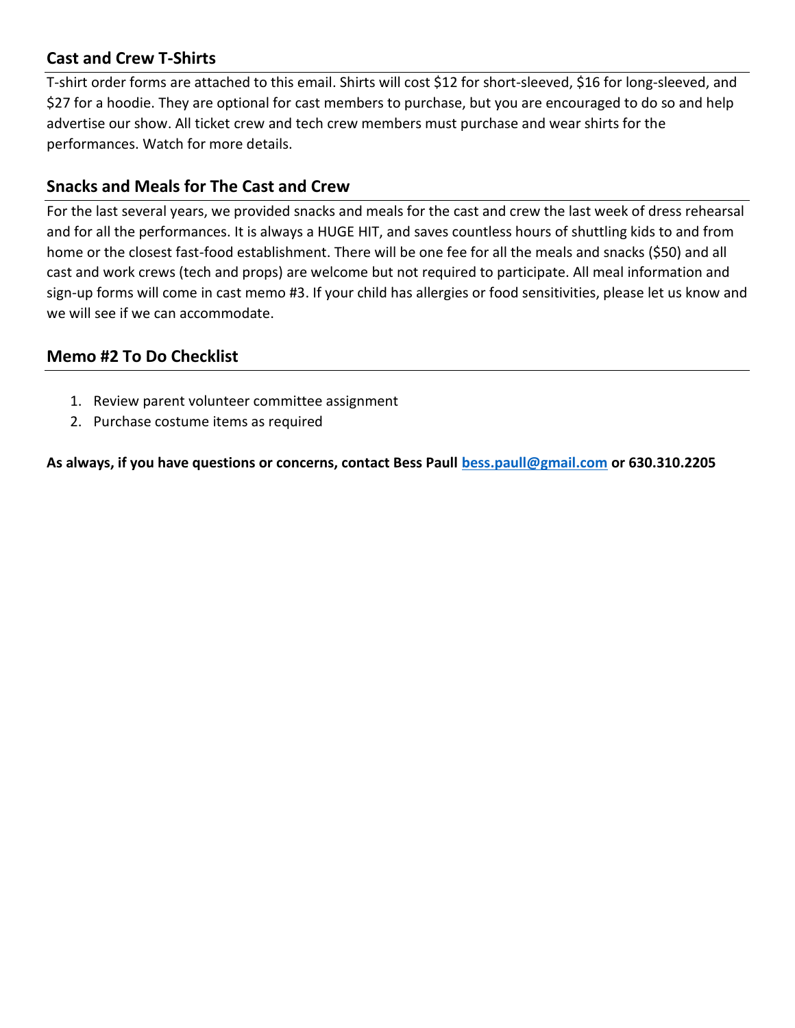## Cast and Crew T-Shirts

T-shirt order forms are attached to this email. Shirts will cost $12 for short-sleeved, $16 for long-sleeved, and $27 for a hoodie. They are optional for cast members to purchase, but you are encouraged to do so and help advertise our show. All ticket crew and tech crew members must purchase and wear shirts for the performances. Watch for more details.

## Snacks and Meals for The Cast and Crew

For the last several years, we provided snacks and meals for the cast and crew the last week of dress rehearsal and for all the performances. It is always a HUGE HIT, and saves countless hours of shuttling kids to and from home or the closest fast-food establishment. There will be one fee for all the meals and snacks ($50) and all cast and work crews (tech and props) are welcome but not required to participate. All meal information and sign-up forms will come in cast memo #3. If your child has allergies or food sensitivities, please let us know and we will see if we can accommodate.

## Memo #2 To Do Checklist

1. Review parent volunteer committee assignment
2. Purchase costume items as required

**As always, if you have questions or concerns, contact Bess Paull [bess.paull@gmail.com](mailto:bess.paull@gmail.com) or 630.310.2205**